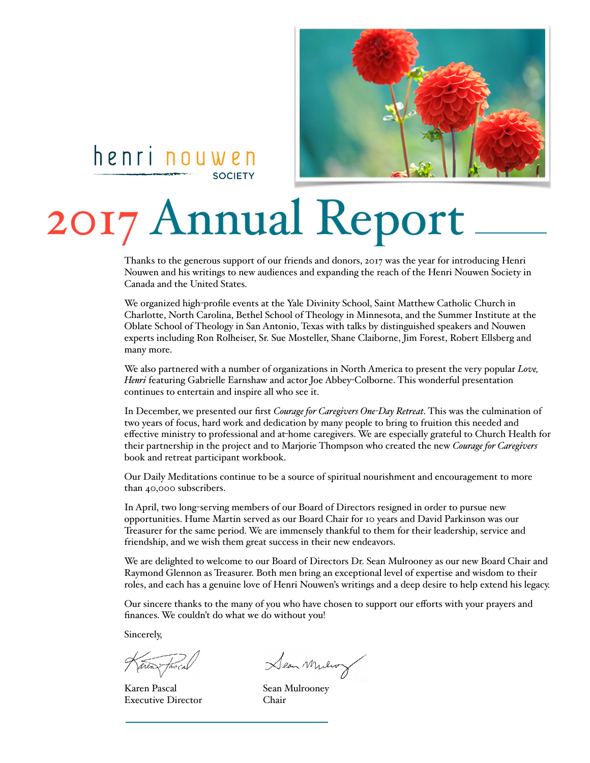henri nouwen SOCIETY

# 2017 Annual Report

Thanks to the generous support of our friends and donors, 2017 was the year for introducing Henri Nouwen and his writings to new audiences and expanding the reach of the Henri Nouwen Society in Canada and the United States.

We organized high-profile events at the Yale Divinity School, Saint Matthew Catholic Church in Charlotte, North Carolina, Bethel School of Theology in Minnesota, and the Summer Institute at the Oblate School of Theology in San Antonio, Texas with talks by distinguished speakers and Nouwen experts including Ron Rolheiser, Sr. Sue Mosteller, Shane Claiborne, Jim Forest, Robert Ellsberg and many more.

We also partnered with a number of organizations in North America to present the very popular *Love, Henri* featuring Gabrielle Earnshaw and actor Joe Abbey-Colborne. This wonderful presentation continues to entertain and inspire all who see it.

In December, we presented our first *Courage for Caregivers One-Day Retreat*. This was the culmination of two years of focus, hard work and dedication by many people to bring to fruition this needed and effective ministry to professional and at-home caregivers. We are especially grateful to Church Health for their partnership in the project and to Marjorie Thompson who created the new *Courage for Caregivers* book and retreat participant workbook.

Our Daily Meditations continue to be a source of spiritual nourishment and encouragement to more than 40,000 subscribers.

In April, two long-serving members of our Board of Directors resigned in order to pursue new opportunities. Hume Martin served as our Board Chair for 10 years and David Parkinson was our Treasurer for the same period. We are immensely thankful to them for their leadership, service and friendship, and we wish them great success in their new endeavors.

We are delighted to welcome to our Board of Directors Dr. Sean Mulrooney as our new Board Chair and Raymond Glennon as Treasurer. Both men bring an exceptional level of expertise and wisdom to their roles, and each has a genuine love of Henri Nouwen's writings and a deep desire to help extend his legacy.

Our sincere thanks to the many of you who have chosen to support our efforts with your prayers and finances. We couldn't do what we do without you!

Sincerely,

Karen Pascal
Executive Director

Sean Mulrooney
Chair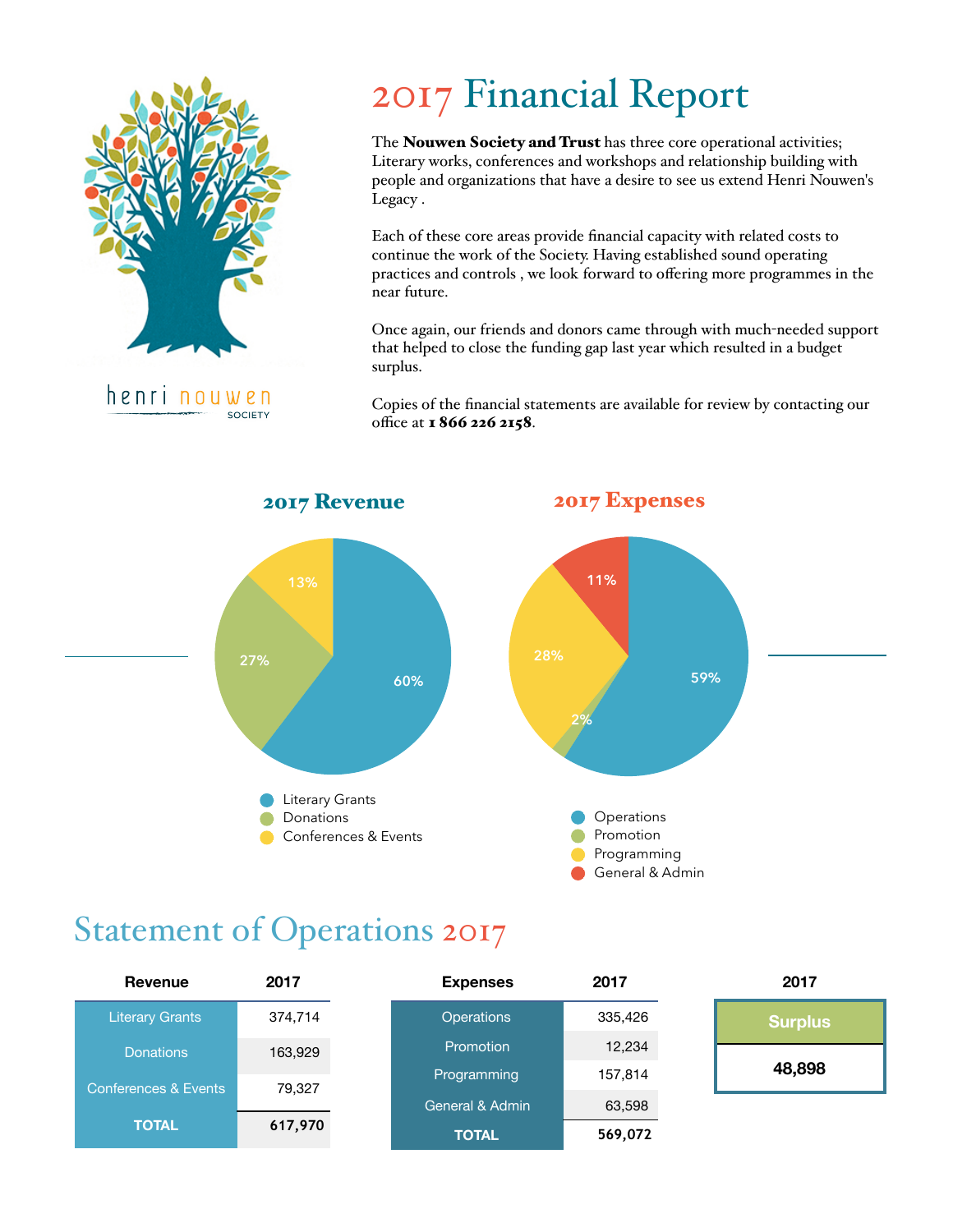henri nouwen
SOCIETY

# 2017 Financial Report

The **Nouwen Society and Trust** has three core operational activities; Literary works, conferences and workshops and relationship building with people and organizations that have a desire to see us extend Henri Nouwen's Legacy .

Each of these core areas provide financial capacity with related costs to continue the work of the Society. Having established sound operating practices and controls , we look forward to offering more programmes in the near future.

Once again, our friends and donors came through with much-needed support that helped to close the funding gap last year which resulted in a budget surplus.

Copies of the financial statements are available for review by contacting our office at **1 866 226 2158**.

## 2017 Revenue

60%
27%
13%

Literary Grants
Donations
Conferences & Events

## 2017 Expenses

59%
2%
28%
11%

Operations
Promotion
Programming
General & Admin

# Statement of Operations 2017

| Revenue | 2017 |
|---|---|
| Literary Grants | 374,714 |
| Donations | 163,929 |
| Conferences & Events | 79,327 |
| **TOTAL** | **617,970** |

| Expenses | 2017 |
|---|---|
| Operations | 335,426 |
| Promotion | 12,234 |
| Programming | 157,814 |
| General & Admin | 63,598 |
| **TOTAL** | **569,072** |

| 2017 |
|---|
| **Surplus** |
| **48,898** |